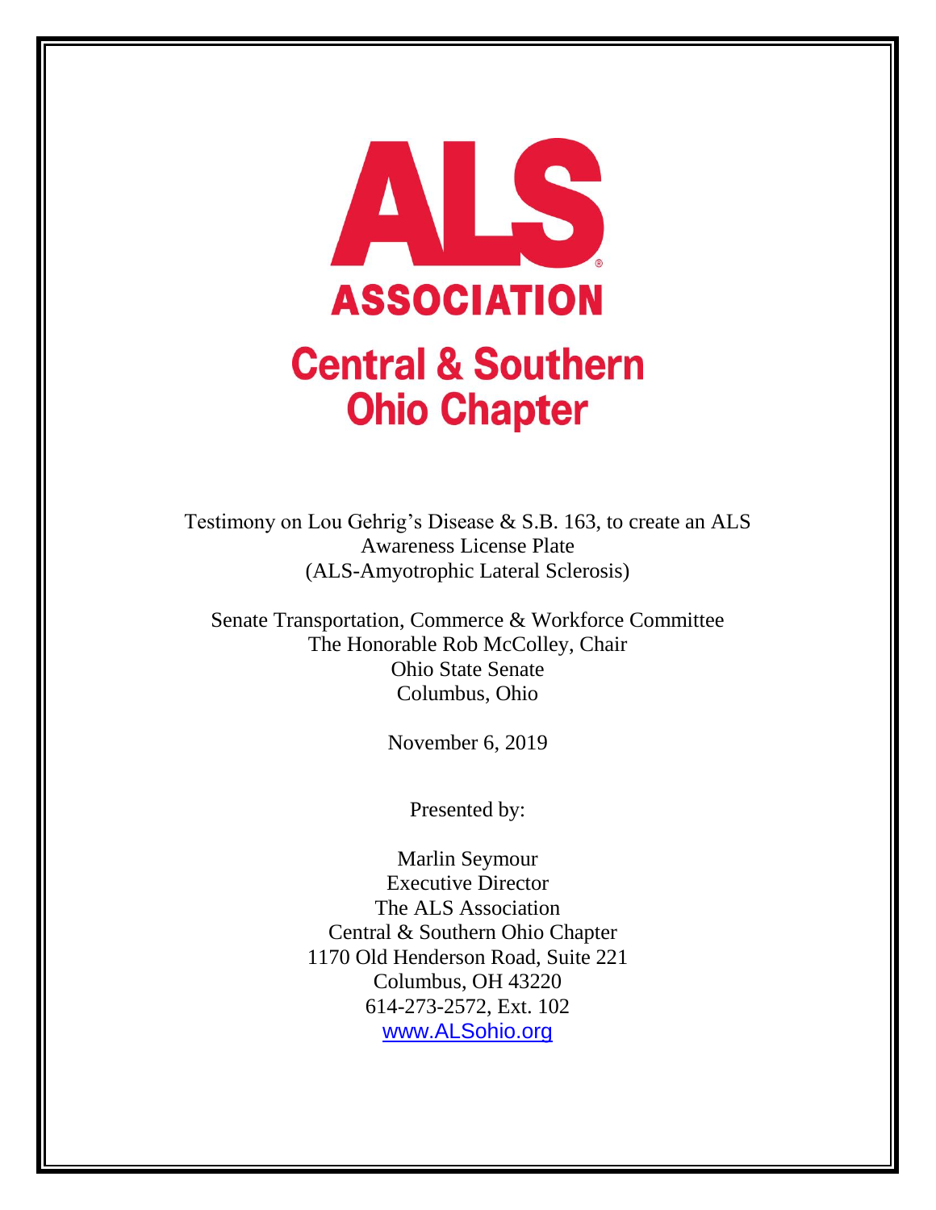# ALS ASSOCIATION

## Central & Southern Ohio Chapter

Testimony on Lou Gehrig's Disease & S.B. 163, to create an ALS Awareness License Plate
(ALS-Amyotrophic Lateral Sclerosis)

Senate Transportation, Commerce & Workforce Committee
The Honorable Rob McColley, Chair
Ohio State Senate
Columbus, Ohio

November 6, 2019

Presented by:

Marlin Seymour
Executive Director
The ALS Association
Central & Southern Ohio Chapter
1170 Old Henderson Road, Suite 221
Columbus, OH 43220
614-273-2572, Ext. 102
www.ALSohio.org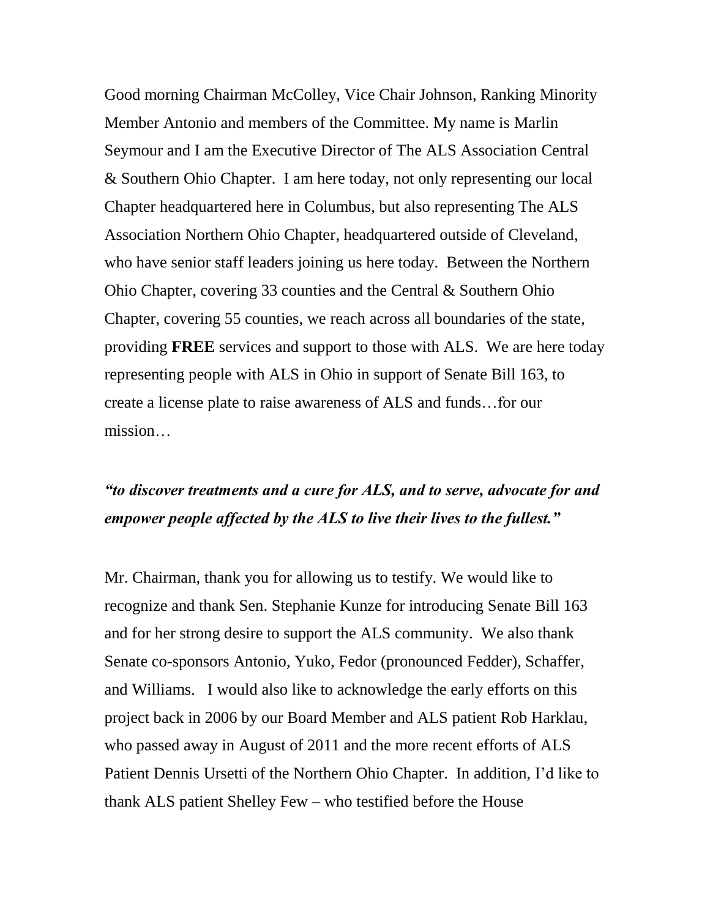Good morning Chairman McColley, Vice Chair Johnson, Ranking Minority Member Antonio and members of the Committee. My name is Marlin Seymour and I am the Executive Director of The ALS Association Central & Southern Ohio Chapter. I am here today, not only representing our local Chapter headquartered here in Columbus, but also representing The ALS Association Northern Ohio Chapter, headquartered outside of Cleveland, who have senior staff leaders joining us here today. Between the Northern Ohio Chapter, covering 33 counties and the Central & Southern Ohio Chapter, covering 55 counties, we reach across all boundaries of the state, providing **FREE** services and support to those with ALS. We are here today representing people with ALS in Ohio in support of Senate Bill 163, to create a license plate to raise awareness of ALS and funds…for our mission…

***"to discover treatments and a cure for ALS, and to serve, advocate for and empower people affected by the ALS to live their lives to the fullest."***

Mr. Chairman, thank you for allowing us to testify. We would like to recognize and thank Sen. Stephanie Kunze for introducing Senate Bill 163 and for her strong desire to support the ALS community. We also thank Senate co-sponsors Antonio, Yuko, Fedor (pronounced Fedder), Schaffer, and Williams. I would also like to acknowledge the early efforts on this project back in 2006 by our Board Member and ALS patient Rob Harklau, who passed away in August of 2011 and the more recent efforts of ALS Patient Dennis Ursetti of the Northern Ohio Chapter. In addition, I'd like to thank ALS patient Shelley Few – who testified before the House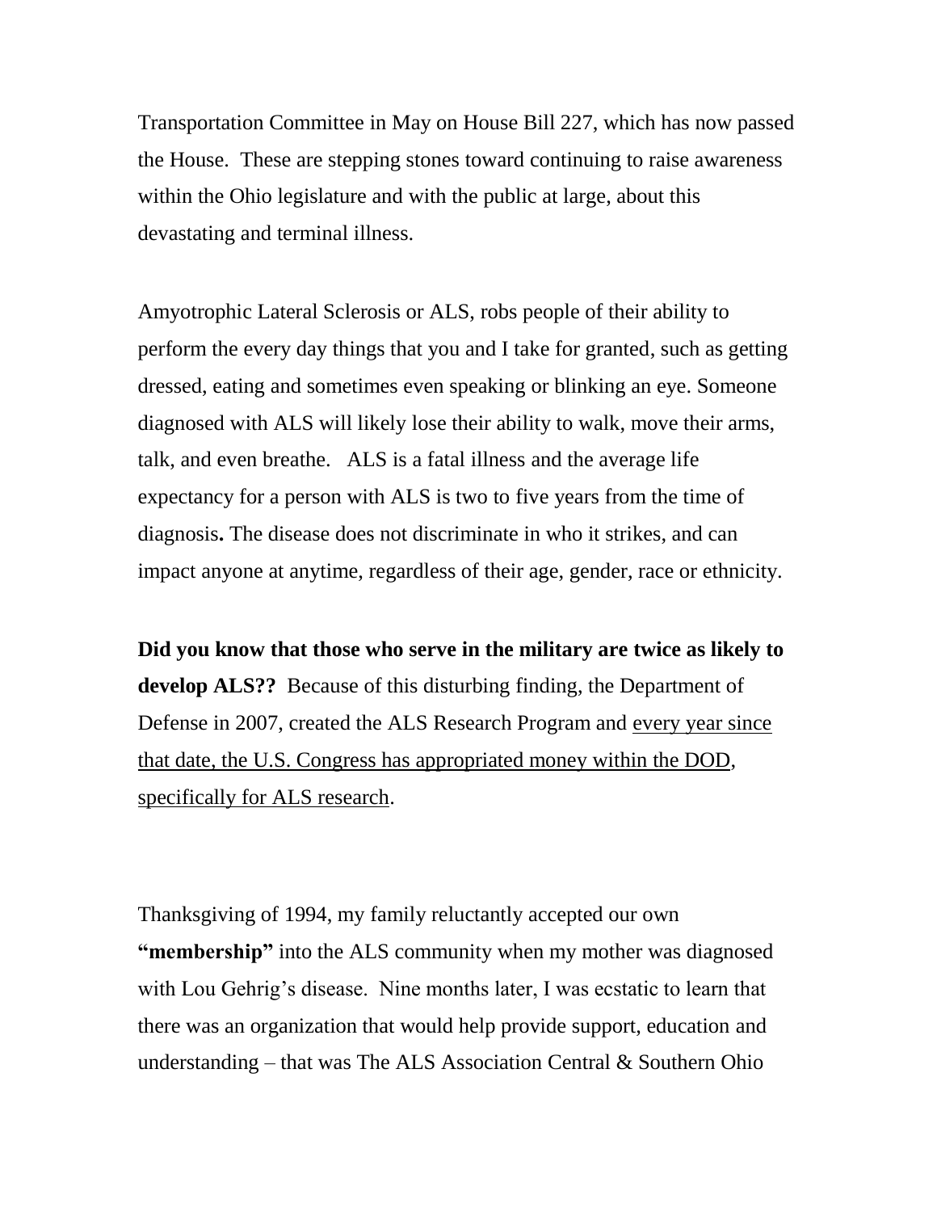Transportation Committee in May on House Bill 227, which has now passed the House. These are stepping stones toward continuing to raise awareness within the Ohio legislature and with the public at large, about this devastating and terminal illness.

Amyotrophic Lateral Sclerosis or ALS, robs people of their ability to perform the every day things that you and I take for granted, such as getting dressed, eating and sometimes even speaking or blinking an eye. Someone diagnosed with ALS will likely lose their ability to walk, move their arms, talk, and even breathe. ALS is a fatal illness and the average life expectancy for a person with ALS is two to five years from the time of diagnosis**.** The disease does not discriminate in who it strikes, and can impact anyone at anytime, regardless of their age, gender, race or ethnicity.

**Did you know that those who serve in the military are twice as likely to develop ALS??** Because of this disturbing finding, the Department of Defense in 2007, created the ALS Research Program and <u>every year since that date, the U.S. Congress has appropriated money within the DOD, specifically for ALS research</u>.

Thanksgiving of 1994, my family reluctantly accepted our own **"membership"** into the ALS community when my mother was diagnosed with Lou Gehrig's disease. Nine months later, I was ecstatic to learn that there was an organization that would help provide support, education and understanding – that was The ALS Association Central & Southern Ohio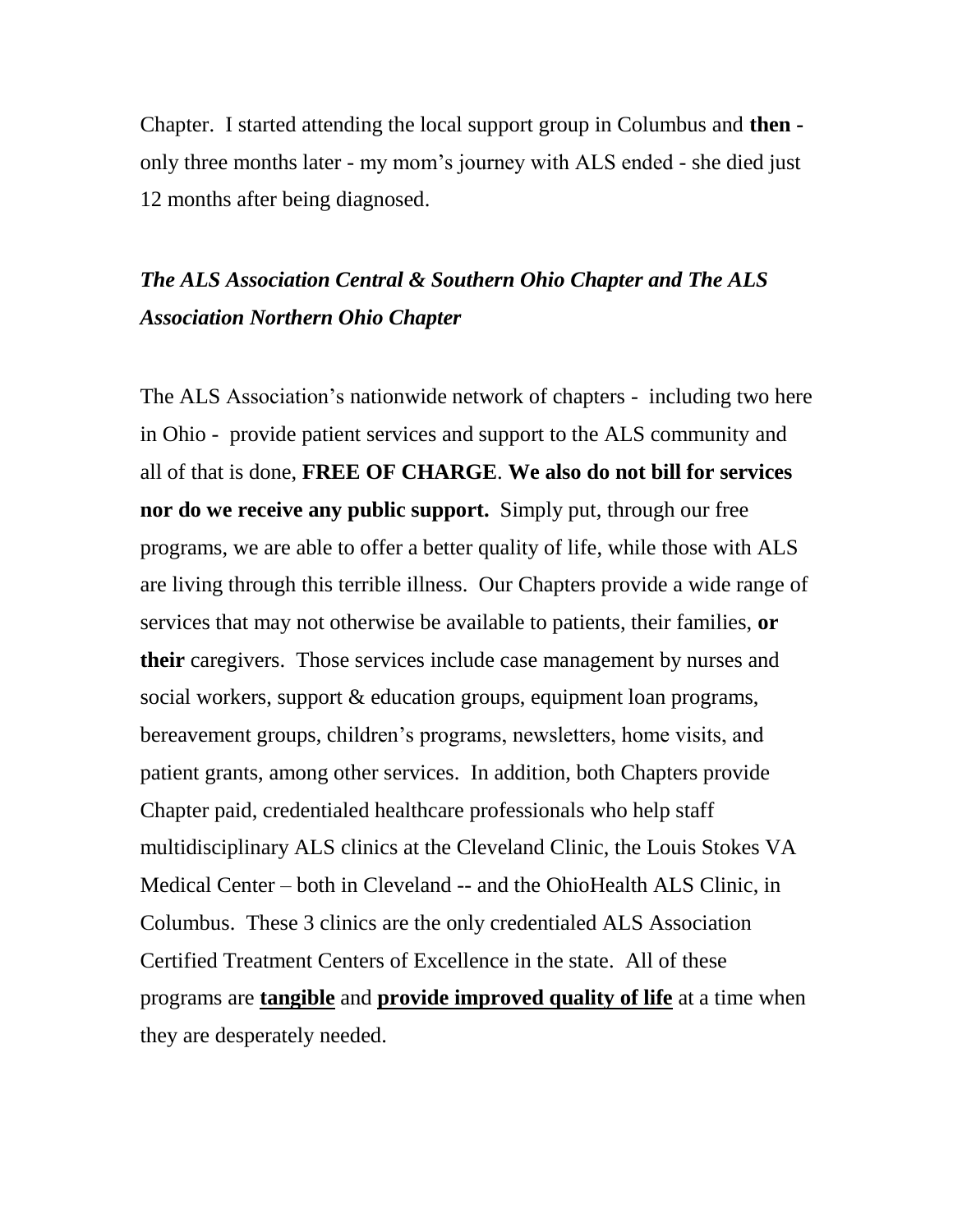Chapter. I started attending the local support group in Columbus and **then -** only three months later - my mom's journey with ALS ended - she died just 12 months after being diagnosed.

***The ALS Association Central & Southern Ohio Chapter and The ALS Association Northern Ohio Chapter***

The ALS Association's nationwide network of chapters - including two here in Ohio - provide patient services and support to the ALS community and all of that is done, **FREE OF CHARGE**. **We also do not bill for services nor do we receive any public support.** Simply put, through our free programs, we are able to offer a better quality of life, while those with ALS are living through this terrible illness. Our Chapters provide a wide range of services that may not otherwise be available to patients, their families, **or their** caregivers. Those services include case management by nurses and social workers, support & education groups, equipment loan programs, bereavement groups, children's programs, newsletters, home visits, and patient grants, among other services. In addition, both Chapters provide Chapter paid, credentialed healthcare professionals who help staff multidisciplinary ALS clinics at the Cleveland Clinic, the Louis Stokes VA Medical Center – both in Cleveland -- and the OhioHealth ALS Clinic, in Columbus. These 3 clinics are the only credentialed ALS Association Certified Treatment Centers of Excellence in the state. All of these programs are <u>**tangible**</u> and <u>**provide improved quality of life**</u> at a time when they are desperately needed.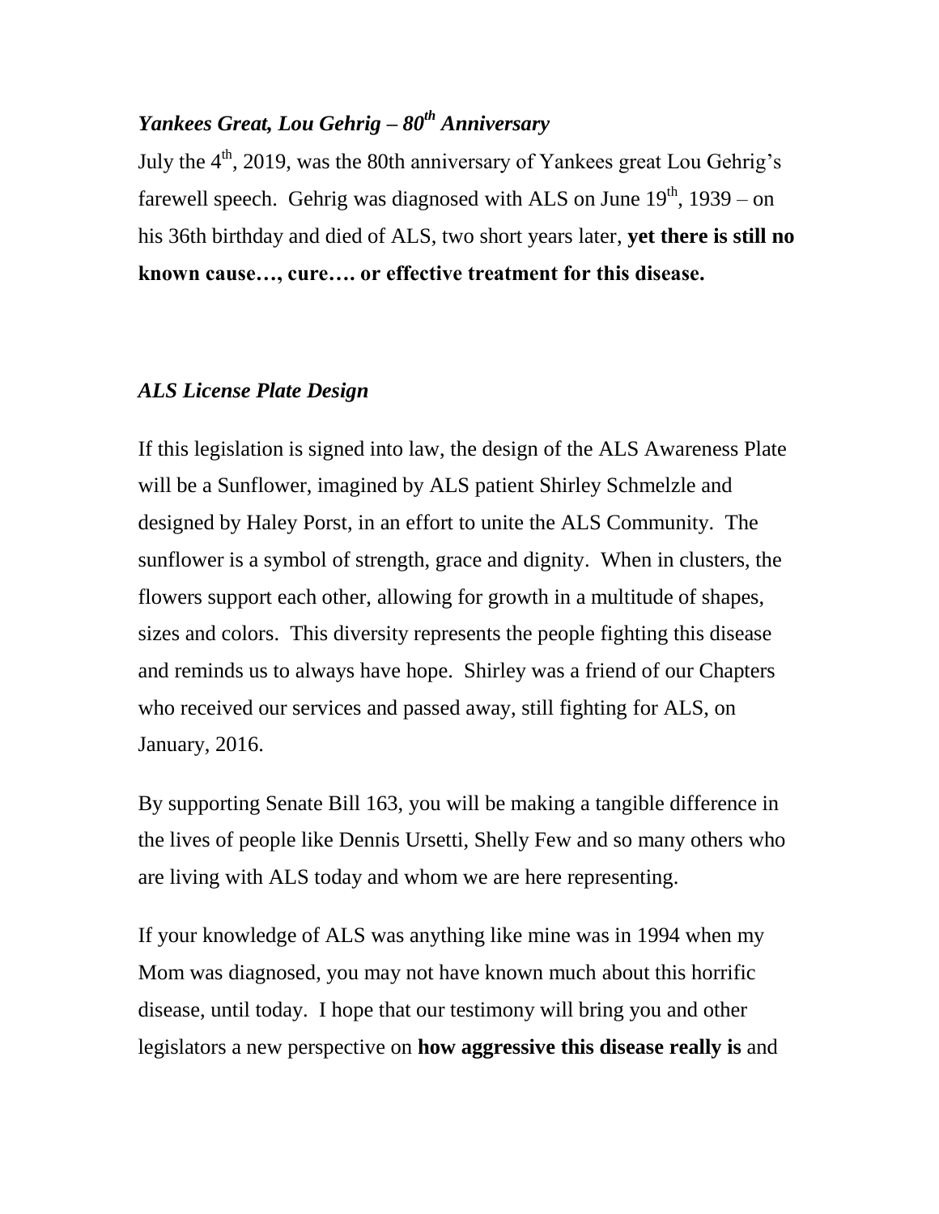### *Yankees Great, Lou Gehrig – 80th Anniversary*

July the 4th, 2019, was the 80th anniversary of Yankees great Lou Gehrig's farewell speech. Gehrig was diagnosed with ALS on June 19th, 1939 – on his 36th birthday and died of ALS, two short years later, **yet there is still no known cause…, cure…. or effective treatment for this disease.**

### *ALS License Plate Design*

If this legislation is signed into law, the design of the ALS Awareness Plate will be a Sunflower, imagined by ALS patient Shirley Schmelzle and designed by Haley Porst, in an effort to unite the ALS Community. The sunflower is a symbol of strength, grace and dignity. When in clusters, the flowers support each other, allowing for growth in a multitude of shapes, sizes and colors. This diversity represents the people fighting this disease and reminds us to always have hope. Shirley was a friend of our Chapters who received our services and passed away, still fighting for ALS, on January, 2016.

By supporting Senate Bill 163, you will be making a tangible difference in the lives of people like Dennis Ursetti, Shelly Few and so many others who are living with ALS today and whom we are here representing.

If your knowledge of ALS was anything like mine was in 1994 when my Mom was diagnosed, you may not have known much about this horrific disease, until today. I hope that our testimony will bring you and other legislators a new perspective on **how aggressive this disease really is** and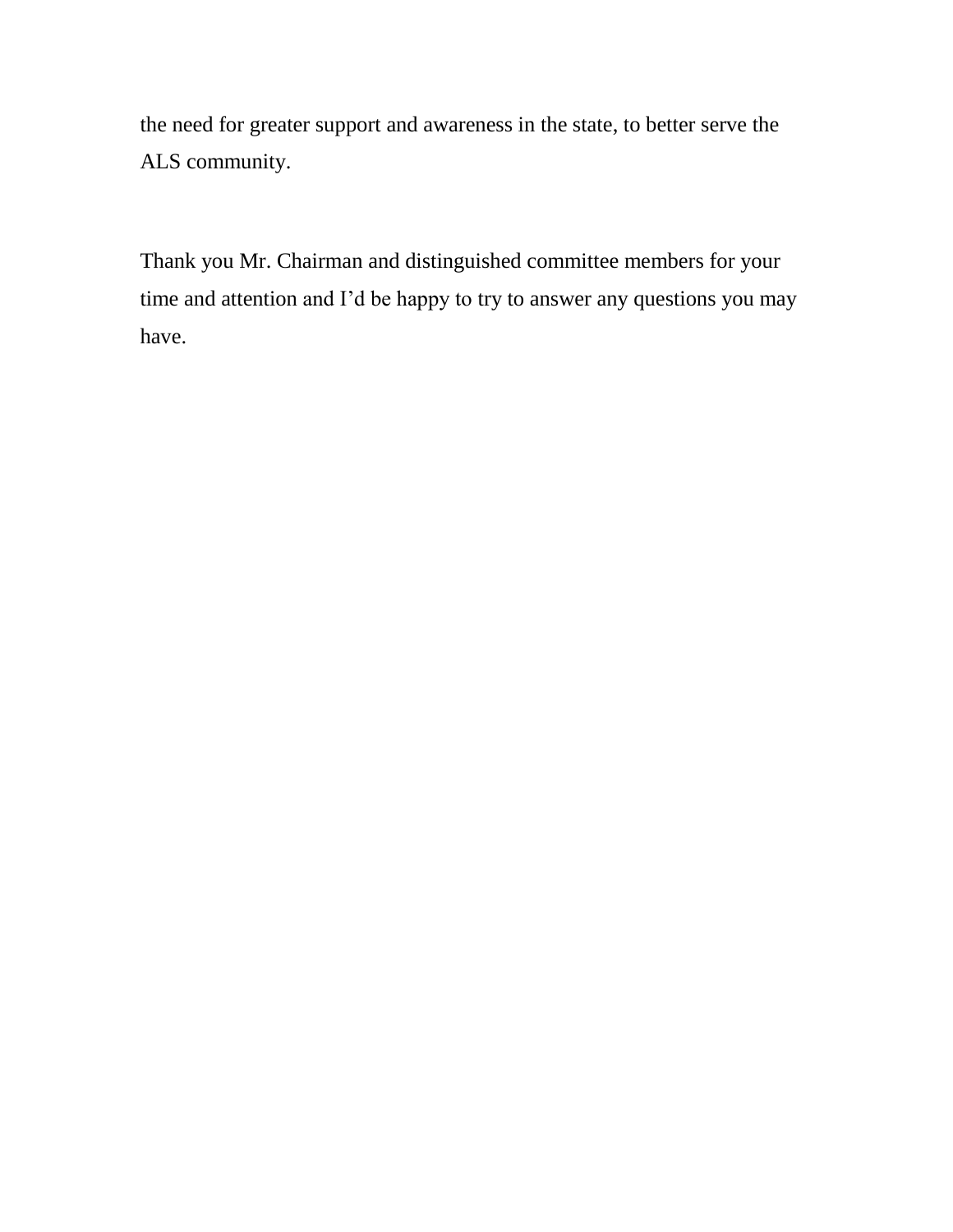the need for greater support and awareness in the state, to better serve the ALS community.

Thank you Mr. Chairman and distinguished committee members for your time and attention and I'd be happy to try to answer any questions you may have.